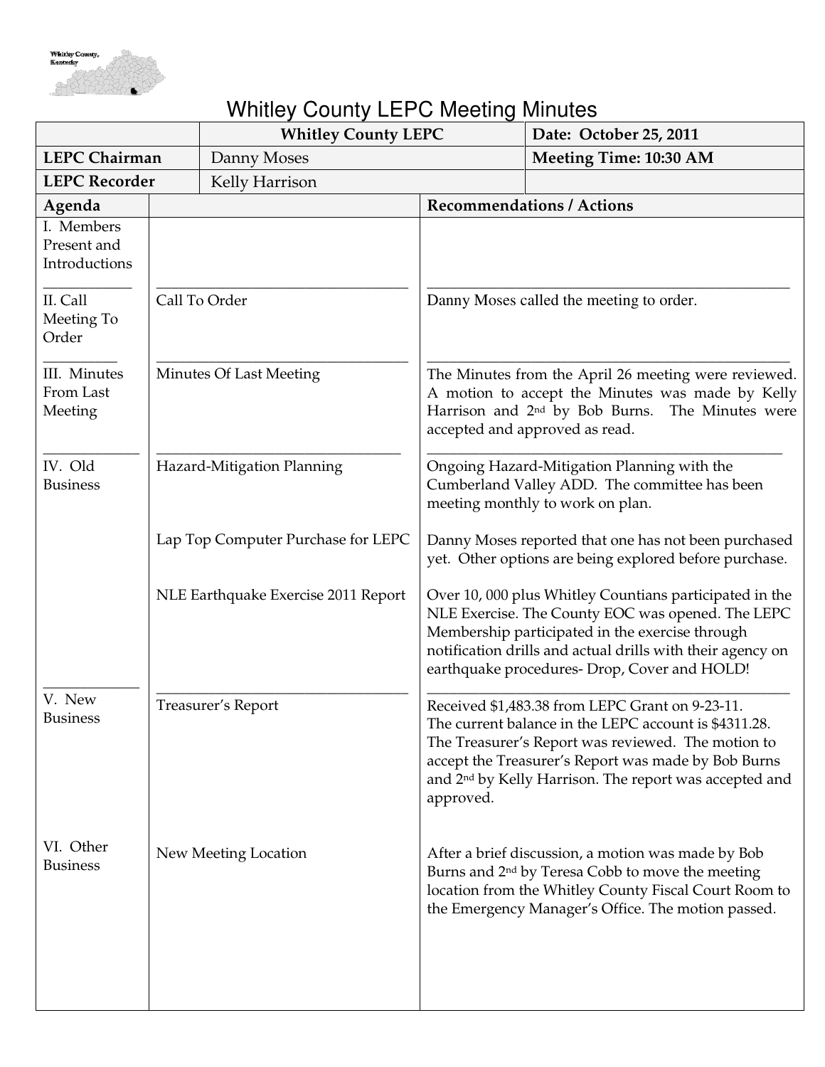# Whitley County LEPC Meeting Minutes

| | Whitley County LEPC | Date: October 25, 2011 |
|---|---|---|
| **LEPC Chairman** | Danny Moses | **Meeting Time: 10:30 AM** |
| **LEPC Recorder** | Kelly Harrison | |

| Agenda | | Recommendations / Actions |
|---|---|---|
| I. Members Present and Introductions | | |
| II. Call Meeting To Order | Call To Order | Danny Moses called the meeting to order. |
| III. Minutes From Last Meeting | Minutes Of Last Meeting | The Minutes from the April 26 meeting were reviewed. A motion to accept the Minutes was made by Kelly Harrison and 2nd by Bob Burns. The Minutes were accepted and approved as read. |
| IV. Old Business | Hazard-Mitigation Planning | Ongoing Hazard-Mitigation Planning with the Cumberland Valley ADD. The committee has been meeting monthly to work on plan. |
| | Lap Top Computer Purchase for LEPC | Danny Moses reported that one has not been purchased yet. Other options are being explored before purchase. |
| | NLE Earthquake Exercise 2011 Report | Over 10, 000 plus Whitley Countians participated in the NLE Exercise. The County EOC was opened. The LEPC Membership participated in the exercise through notification drills and actual drills with their agency on earthquake procedures- Drop, Cover and HOLD! |
| V. New Business | Treasurer's Report | Received $1,483.38 from LEPC Grant on 9-23-11. The current balance in the LEPC account is $4311.28. The Treasurer's Report was reviewed. The motion to accept the Treasurer's Report was made by Bob Burns and 2nd by Kelly Harrison. The report was accepted and approved. |
| VI. Other Business | New Meeting Location | After a brief discussion, a motion was made by Bob Burns and 2nd by Teresa Cobb to move the meeting location from the Whitley County Fiscal Court Room to the Emergency Manager's Office. The motion passed. |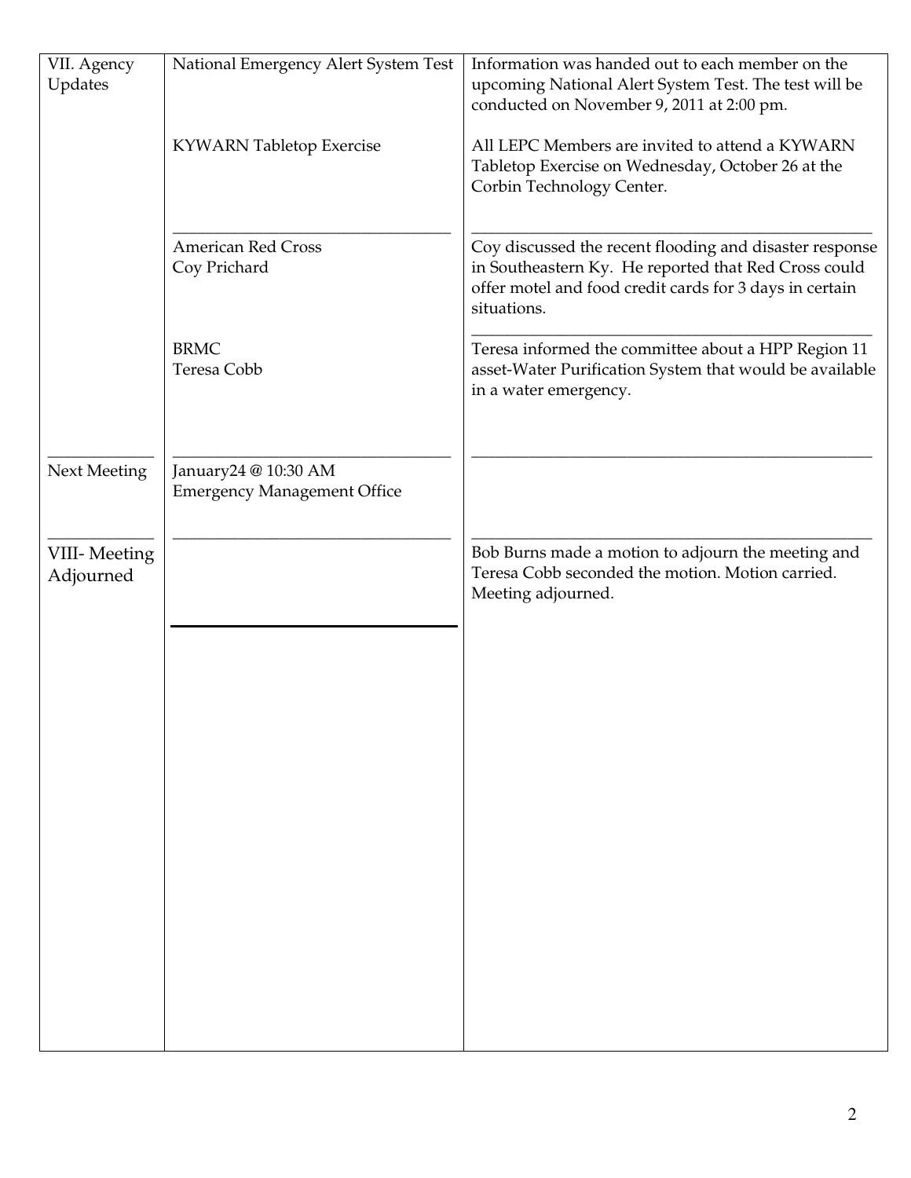| | | |
|---|---|---|
| VII. Agency Updates | National Emergency Alert System Test | Information was handed out to each member on the upcoming National Alert System Test. The test will be conducted on November 9, 2011 at 2:00 pm. |
| | KYWARN Tabletop Exercise | All LEPC Members are invited to attend a KYWARN Tabletop Exercise on Wednesday, October 26 at the Corbin Technology Center. |
| | American Red Cross<br>Coy Prichard | Coy discussed the recent flooding and disaster response in Southeastern Ky. He reported that Red Cross could offer motel and food credit cards for 3 days in certain situations. |
| | BRMC<br>Teresa Cobb | Teresa informed the committee about a HPP Region 11 asset-Water Purification System that would be available in a water emergency. |
| Next Meeting | January24 @ 10:30 AM<br>Emergency Management Office | |
| VIII- Meeting Adjourned | | Bob Burns made a motion to adjourn the meeting and Teresa Cobb seconded the motion. Motion carried. Meeting adjourned. |